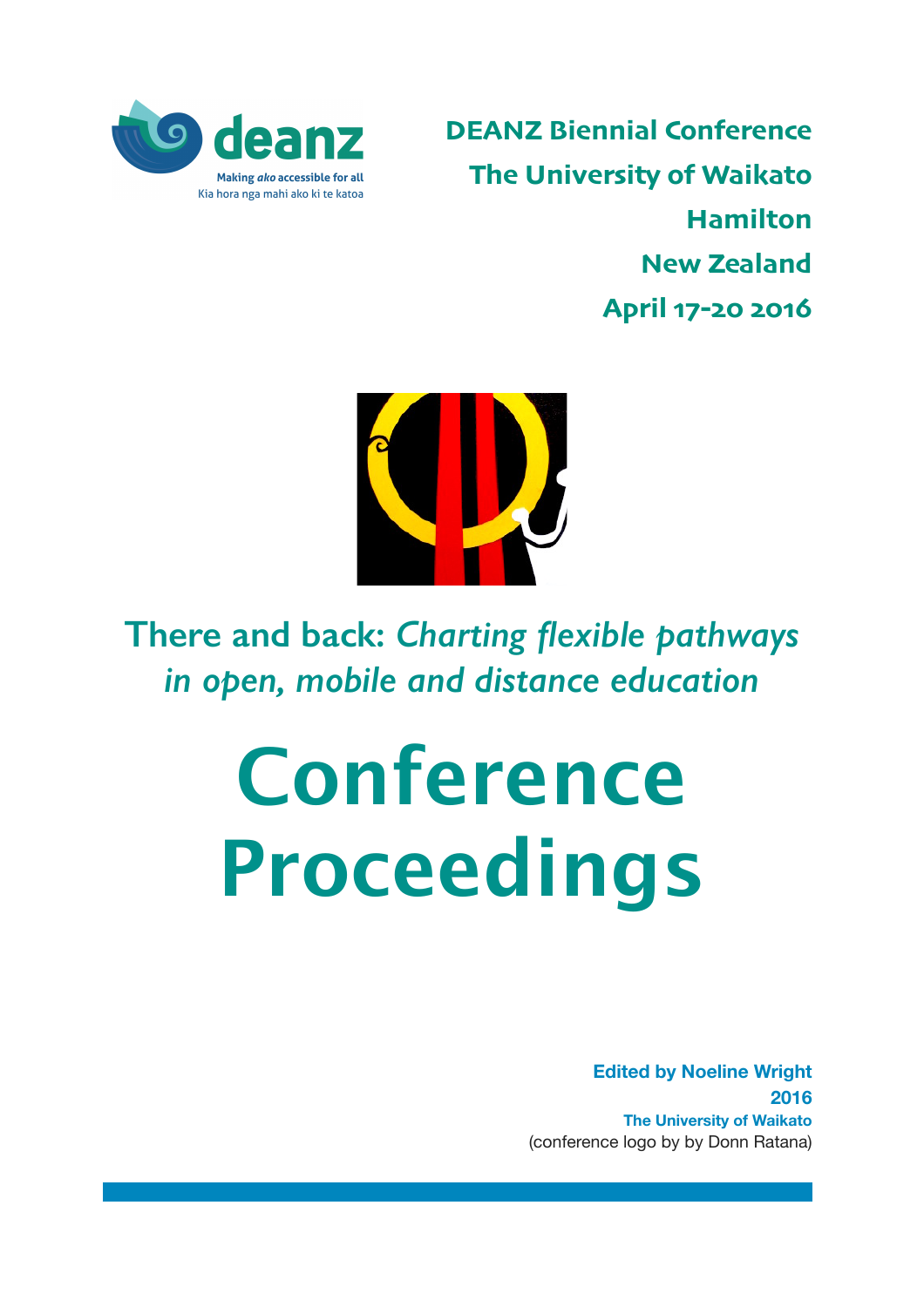deanz

Making *ako* accessible for all

Kia hora nga mahi ako ki te katoa

**DEANZ Biennial Conference**
**The University of Waikato**
**Hamilton**
**New Zealand**
**April 17-20 2016**

## There and back: *Charting flexible pathways in open, mobile and distance education*

# Conference Proceedings

**Edited by Noeline Wright**
**2016**
**The University of Waikato**
(conference logo by by Donn Ratana)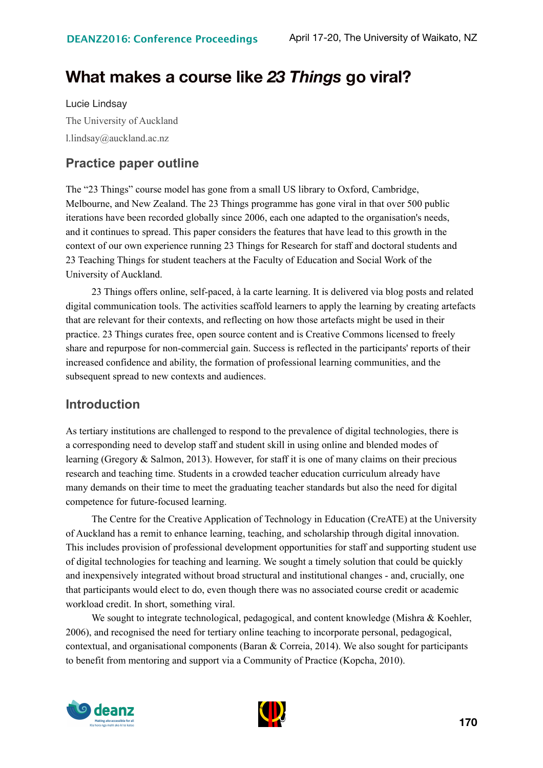# What makes a course like *23 Things* go viral?

Lucie Lindsay

The University of Auckland

l.lindsay@auckland.ac.nz

## Practice paper outline

The "23 Things" course model has gone from a small US library to Oxford, Cambridge, Melbourne, and New Zealand. The 23 Things programme has gone viral in that over 500 public iterations have been recorded globally since 2006, each one adapted to the organisation's needs, and it continues to spread. This paper considers the features that have lead to this growth in the context of our own experience running 23 Things for Research for staff and doctoral students and 23 Teaching Things for student teachers at the Faculty of Education and Social Work of the University of Auckland.

23 Things offers online, self-paced, à la carte learning. It is delivered via blog posts and related digital communication tools. The activities scaffold learners to apply the learning by creating artefacts that are relevant for their contexts, and reflecting on how those artefacts might be used in their practice. 23 Things curates free, open source content and is Creative Commons licensed to freely share and repurpose for non-commercial gain. Success is reflected in the participants' reports of their increased confidence and ability, the formation of professional learning communities, and the subsequent spread to new contexts and audiences.

## Introduction

As tertiary institutions are challenged to respond to the prevalence of digital technologies, there is a corresponding need to develop staff and student skill in using online and blended modes of learning (Gregory & Salmon, 2013). However, for staff it is one of many claims on their precious research and teaching time. Students in a crowded teacher education curriculum already have many demands on their time to meet the graduating teacher standards but also the need for digital competence for future-focused learning.

The Centre for the Creative Application of Technology in Education (CreATE) at the University of Auckland has a remit to enhance learning, teaching, and scholarship through digital innovation. This includes provision of professional development opportunities for staff and supporting student use of digital technologies for teaching and learning. We sought a timely solution that could be quickly and inexpensively integrated without broad structural and institutional changes - and, crucially, one that participants would elect to do, even though there was no associated course credit or academic workload credit. In short, something viral.

We sought to integrate technological, pedagogical, and content knowledge (Mishra & Koehler, 2006), and recognised the need for tertiary online teaching to incorporate personal, pedagogical, contextual, and organisational components (Baran & Correia, 2014). We also sought for participants to benefit from mentoring and support via a Community of Practice (Kopcha, 2010).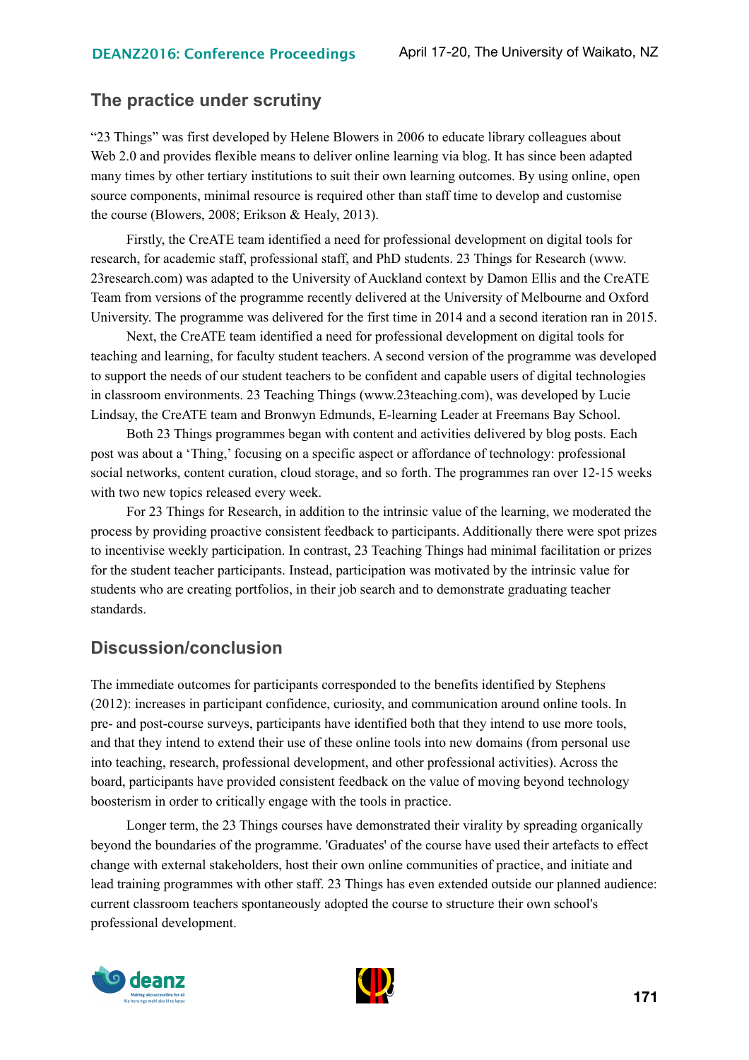## The practice under scrutiny

"23 Things" was first developed by Helene Blowers in 2006 to educate library colleagues about Web 2.0 and provides flexible means to deliver online learning via blog. It has since been adapted many times by other tertiary institutions to suit their own learning outcomes. By using online, open source components, minimal resource is required other than staff time to develop and customise the course (Blowers, 2008; Erikson & Healy, 2013).

Firstly, the CreATE team identified a need for professional development on digital tools for research, for academic staff, professional staff, and PhD students. 23 Things for Research (www.23research.com) was adapted to the University of Auckland context by Damon Ellis and the CreATE Team from versions of the programme recently delivered at the University of Melbourne and Oxford University. The programme was delivered for the first time in 2014 and a second iteration ran in 2015.

Next, the CreATE team identified a need for professional development on digital tools for teaching and learning, for faculty student teachers. A second version of the programme was developed to support the needs of our student teachers to be confident and capable users of digital technologies in classroom environments. 23 Teaching Things (www.23teaching.com), was developed by Lucie Lindsay, the CreATE team and Bronwyn Edmunds, E-learning Leader at Freemans Bay School.

Both 23 Things programmes began with content and activities delivered by blog posts. Each post was about a 'Thing,' focusing on a specific aspect or affordance of technology: professional social networks, content curation, cloud storage, and so forth. The programmes ran over 12-15 weeks with two new topics released every week.

For 23 Things for Research, in addition to the intrinsic value of the learning, we moderated the process by providing proactive consistent feedback to participants. Additionally there were spot prizes to incentivise weekly participation. In contrast, 23 Teaching Things had minimal facilitation or prizes for the student teacher participants. Instead, participation was motivated by the intrinsic value for students who are creating portfolios, in their job search and to demonstrate graduating teacher standards.

## Discussion/conclusion

The immediate outcomes for participants corresponded to the benefits identified by Stephens (2012): increases in participant confidence, curiosity, and communication around online tools. In pre- and post-course surveys, participants have identified both that they intend to use more tools, and that they intend to extend their use of these online tools into new domains (from personal use into teaching, research, professional development, and other professional activities). Across the board, participants have provided consistent feedback on the value of moving beyond technology boosterism in order to critically engage with the tools in practice.

Longer term, the 23 Things courses have demonstrated their virality by spreading organically beyond the boundaries of the programme. 'Graduates' of the course have used their artefacts to effect change with external stakeholders, host their own online communities of practice, and initiate and lead training programmes with other staff. 23 Things has even extended outside our planned audience: current classroom teachers spontaneously adopted the course to structure their own school's professional development.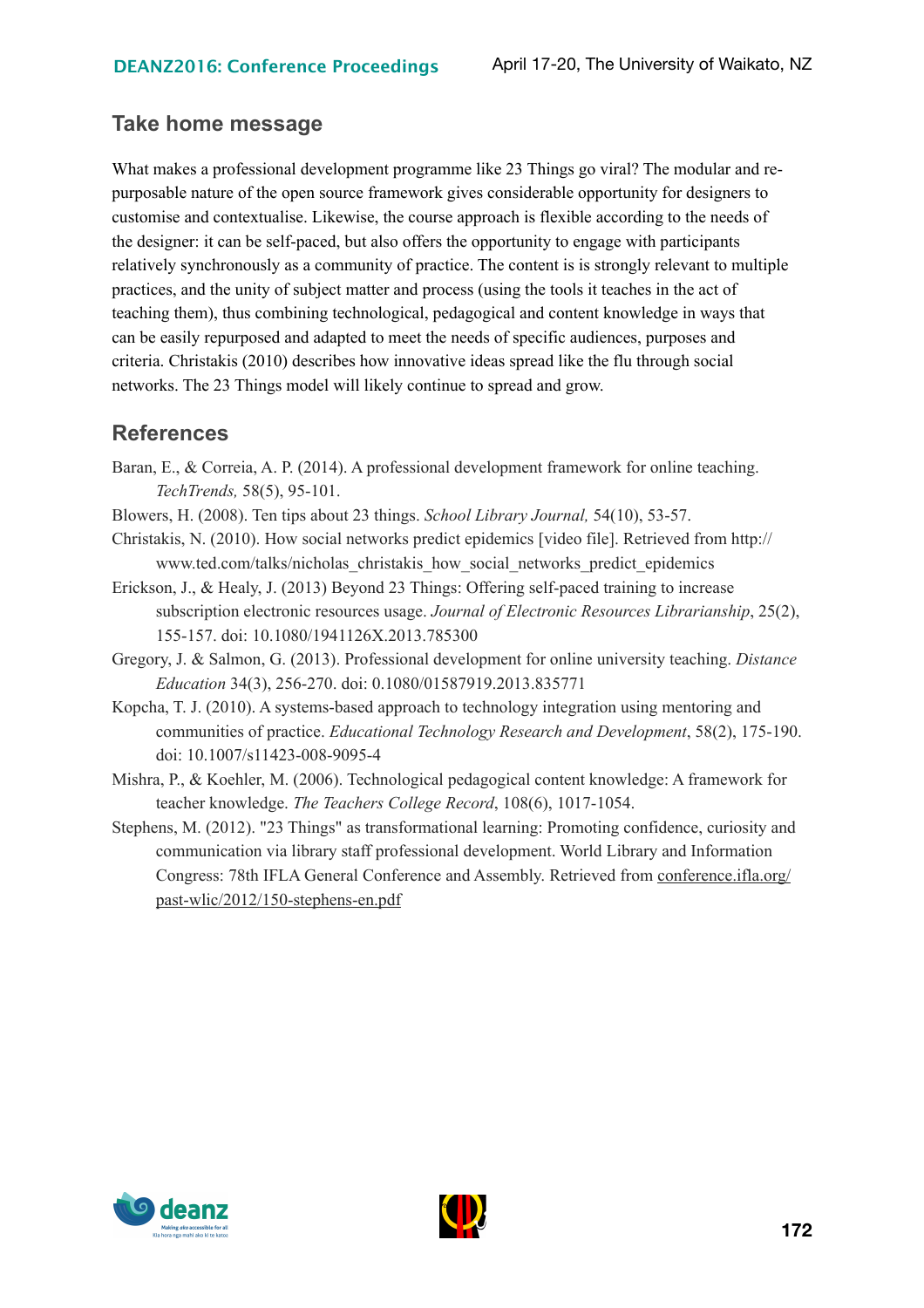## Take home message

What makes a professional development programme like 23 Things go viral? The modular and re-purposable nature of the open source framework gives considerable opportunity for designers to customise and contextualise. Likewise, the course approach is flexible according to the needs of the designer: it can be self-paced, but also offers the opportunity to engage with participants relatively synchronously as a community of practice. The content is is strongly relevant to multiple practices, and the unity of subject matter and process (using the tools it teaches in the act of teaching them), thus combining technological, pedagogical and content knowledge in ways that can be easily repurposed and adapted to meet the needs of specific audiences, purposes and criteria. Christakis (2010) describes how innovative ideas spread like the flu through social networks. The 23 Things model will likely continue to spread and grow.

## References

Baran, E., & Correia, A. P. (2014). A professional development framework for online teaching. *TechTrends,* 58(5), 95-101.

Blowers, H. (2008). Ten tips about 23 things. *School Library Journal,* 54(10), 53-57.

Christakis, N. (2010). How social networks predict epidemics [video file]. Retrieved from http://www.ted.com/talks/nicholas_christakis_how_social_networks_predict_epidemics

Erickson, J., & Healy, J. (2013) Beyond 23 Things: Offering self-paced training to increase subscription electronic resources usage. *Journal of Electronic Resources Librarianship*, 25(2), 155-157. doi: 10.1080/1941126X.2013.785300

Gregory, J. & Salmon, G. (2013). Professional development for online university teaching. *Distance Education* 34(3), 256-270. doi: 0.1080/01587919.2013.835771

Kopcha, T. J. (2010). A systems-based approach to technology integration using mentoring and communities of practice. *Educational Technology Research and Development*, 58(2), 175-190. doi: 10.1007/s11423-008-9095-4

Mishra, P., & Koehler, M. (2006). Technological pedagogical content knowledge: A framework for teacher knowledge. *The Teachers College Record*, 108(6), 1017-1054.

Stephens, M. (2012). "23 Things" as transformational learning: Promoting confidence, curiosity and communication via library staff professional development. World Library and Information Congress: 78th IFLA General Conference and Assembly. Retrieved from conference.ifla.org/past-wlic/2012/150-stephens-en.pdf